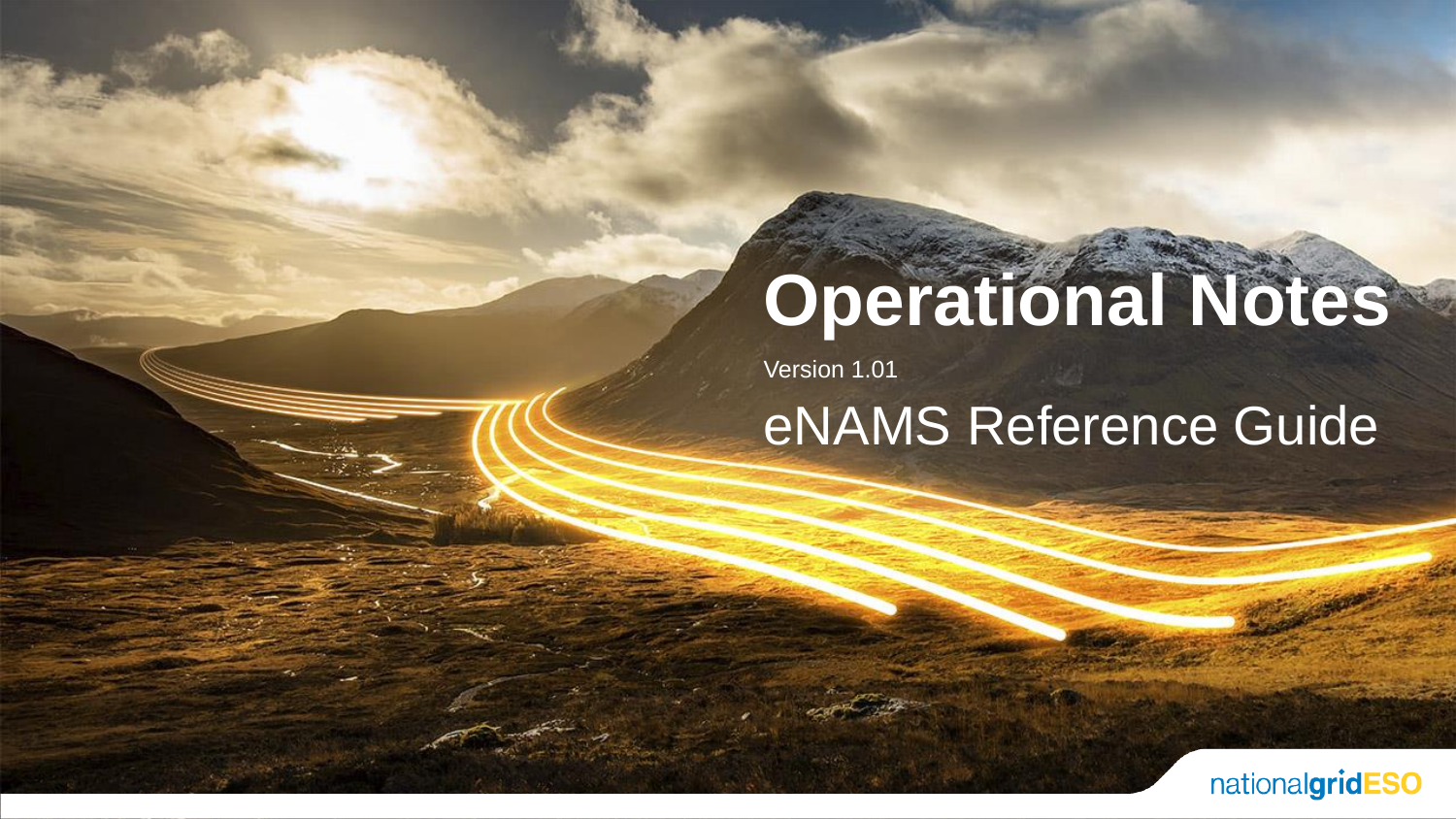# Operational Notes

Version 1.01

## eNAMS Reference Guide

nationalgridESO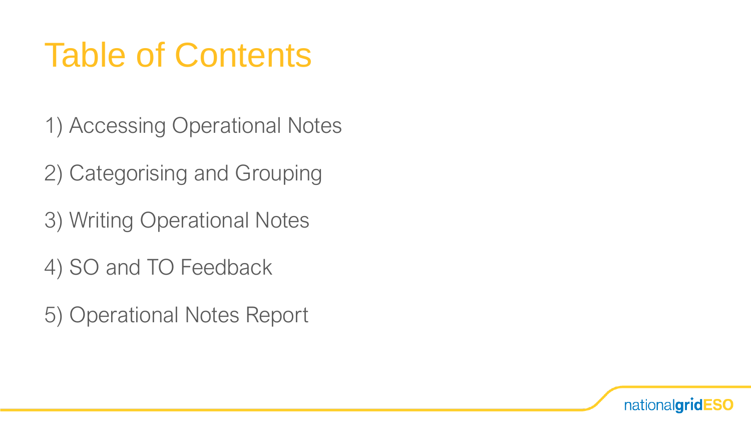# Table of Contents

1) Accessing Operational Notes

2) Categorising and Grouping

3) Writing Operational Notes

4) SO and TO Feedback

5) Operational Notes Report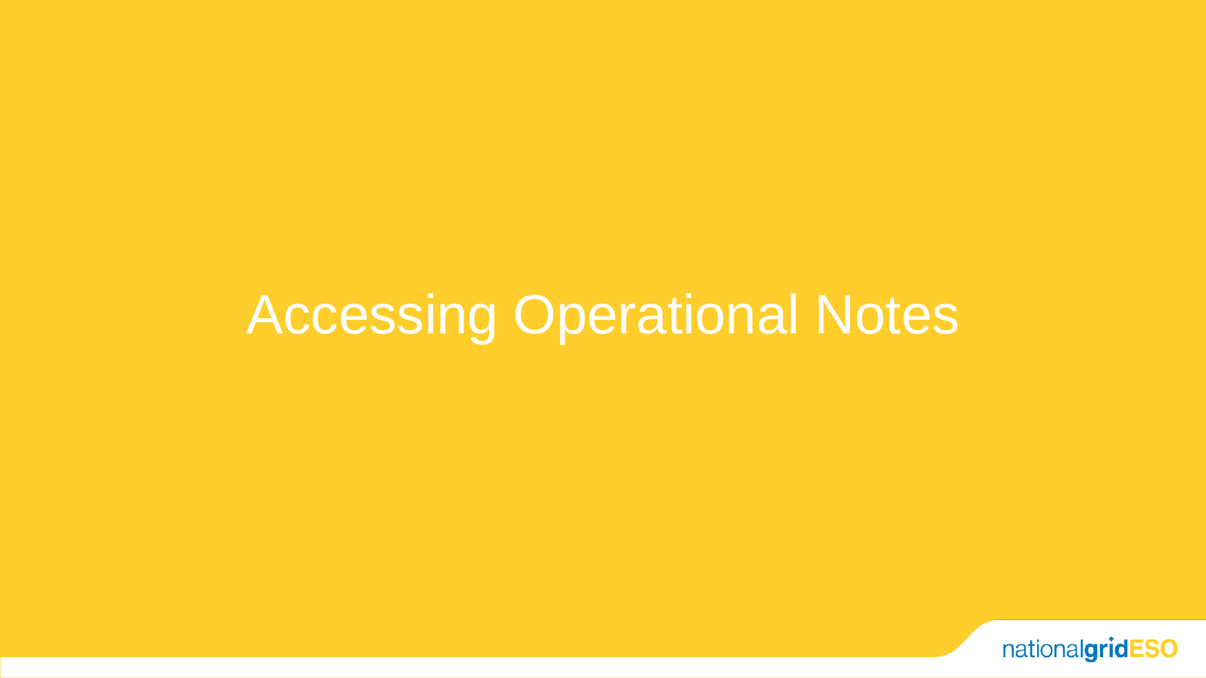# Accessing Operational Notes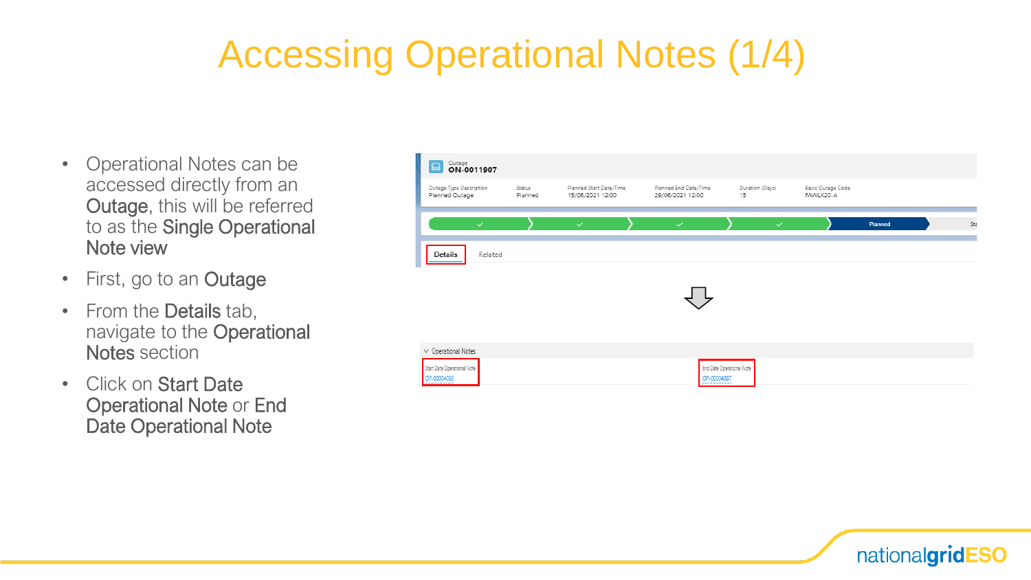# Accessing Operational Notes (1/4)

- Operational Notes can be accessed directly from an **Outage**, this will be referred to as the **Single Operational Note view**
- First, go to an **Outage**
- From the **Details** tab, navigate to the **Operational Notes** section
- Click on **Start Date Operational Note** or **End Date Operational Note**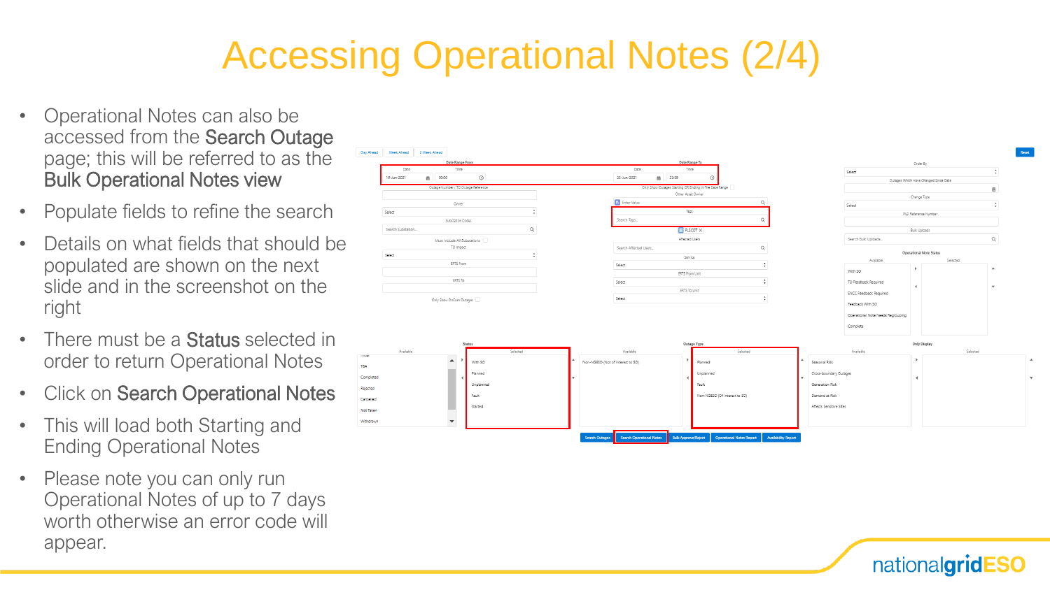# Accessing Operational Notes (2/4)

- Operational Notes can also be accessed from the **Search Outage** page; this will be referred to as the **Bulk Operational Notes view**
- Populate fields to refine the search
- Details on what fields that should be populated are shown on the next slide and in the screenshot on the right
- There must be a **Status** selected in order to return Operational Notes
- Click on **Search Operational Notes**
- This will load both Starting and Ending Operational Notes
- Please note you can only run Operational Notes of up to 7 days worth otherwise an error code will appear.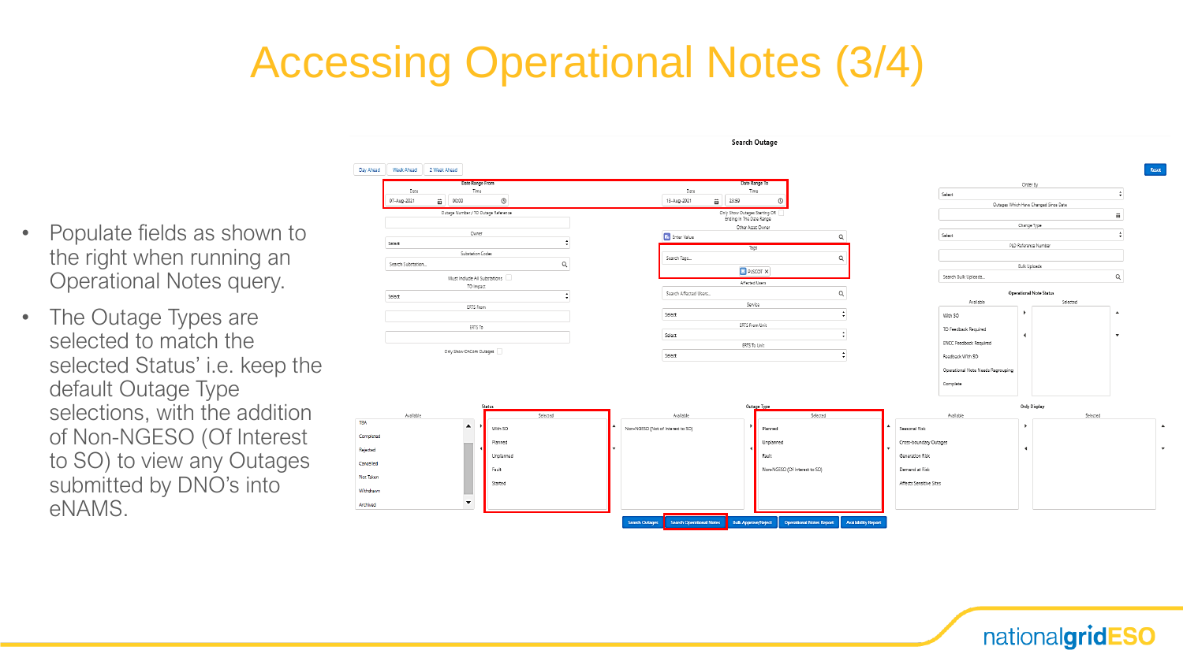# Accessing Operational Notes (3/4)

- Populate fields as shown to the right when running an Operational Notes query.
- The Outage Types are selected to match the selected Status' i.e. keep the default Outage Type selections, with the addition of Non-NGESO (Of Interest to SO) to view any Outages submitted by DNO's into eNAMS.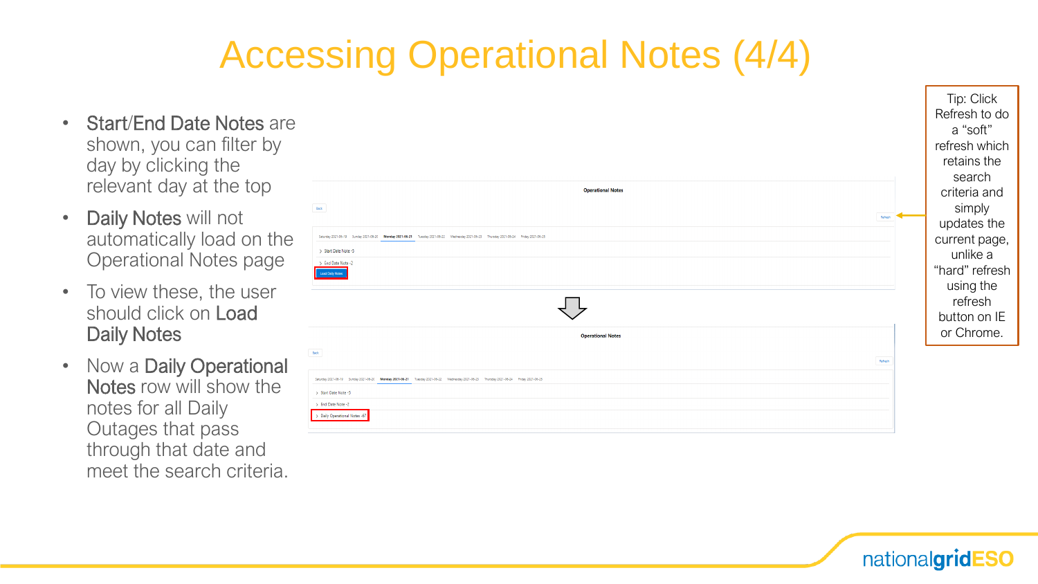# Accessing Operational Notes (4/4)

- **Start/End Date Notes** are shown, you can filter by day by clicking the relevant day at the top
- **Daily Notes** will not automatically load on the Operational Notes page
- To view these, the user should click on **Load Daily Notes**
- Now a **Daily Operational Notes** row will show the notes for all Daily Outages that pass through that date and meet the search criteria.

Tip: Click Refresh to do a "soft" refresh which retains the search criteria and simply updates the current page, unlike a "hard" refresh using the refresh button on IE or Chrome.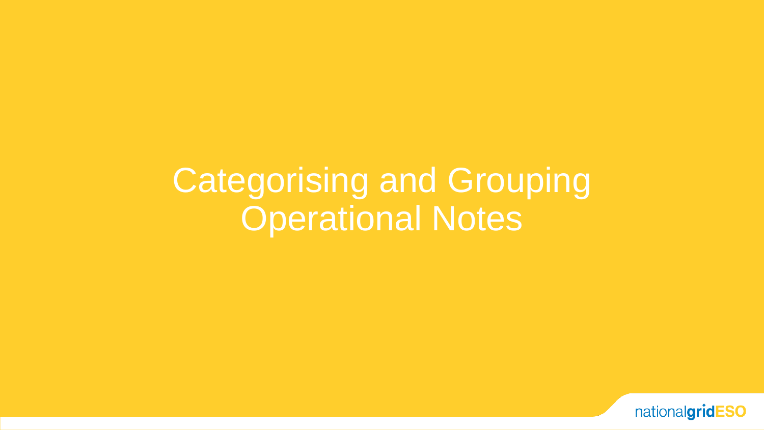# Categorising and Grouping Operational Notes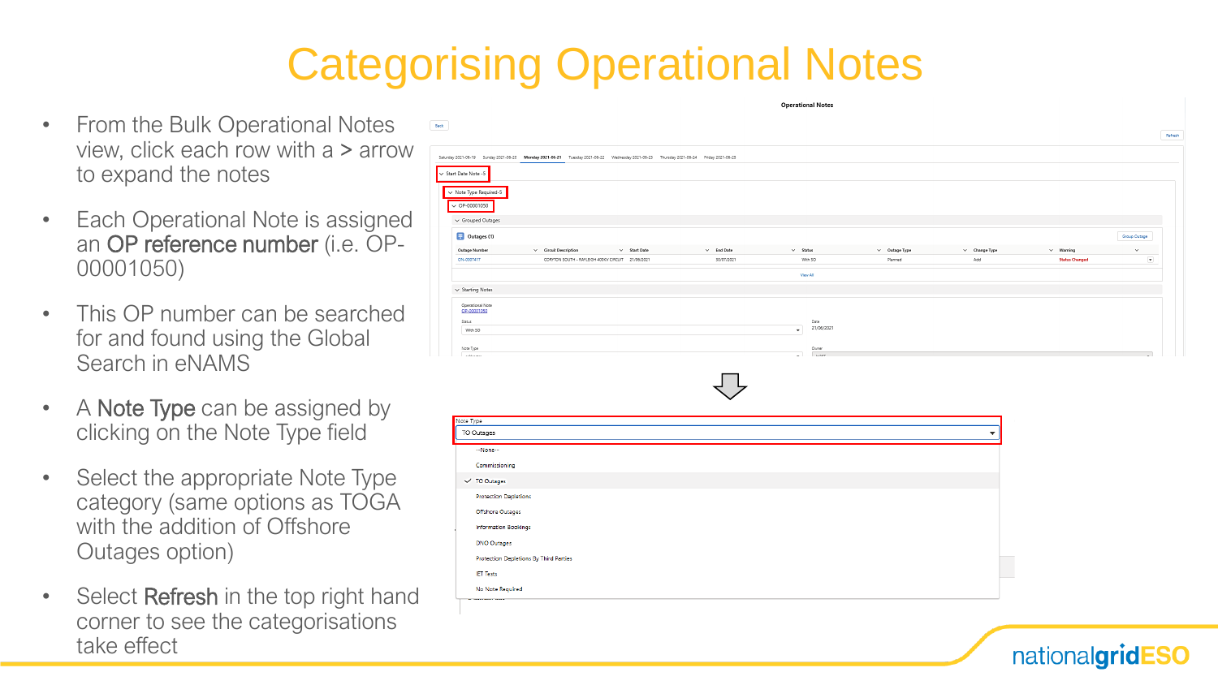# Categorising Operational Notes

- From the Bulk Operational Notes view, click each row with a > arrow to expand the notes
- Each Operational Note is assigned an OP reference number (i.e. OP-00001050)
- This OP number can be searched for and found using the Global Search in eNAMS
- A Note Type can be assigned by clicking on the Note Type field
- Select the appropriate Note Type category (same options as TOGA with the addition of Offshore Outages option)
- Select Refresh in the top right hand corner to see the categorisations take effect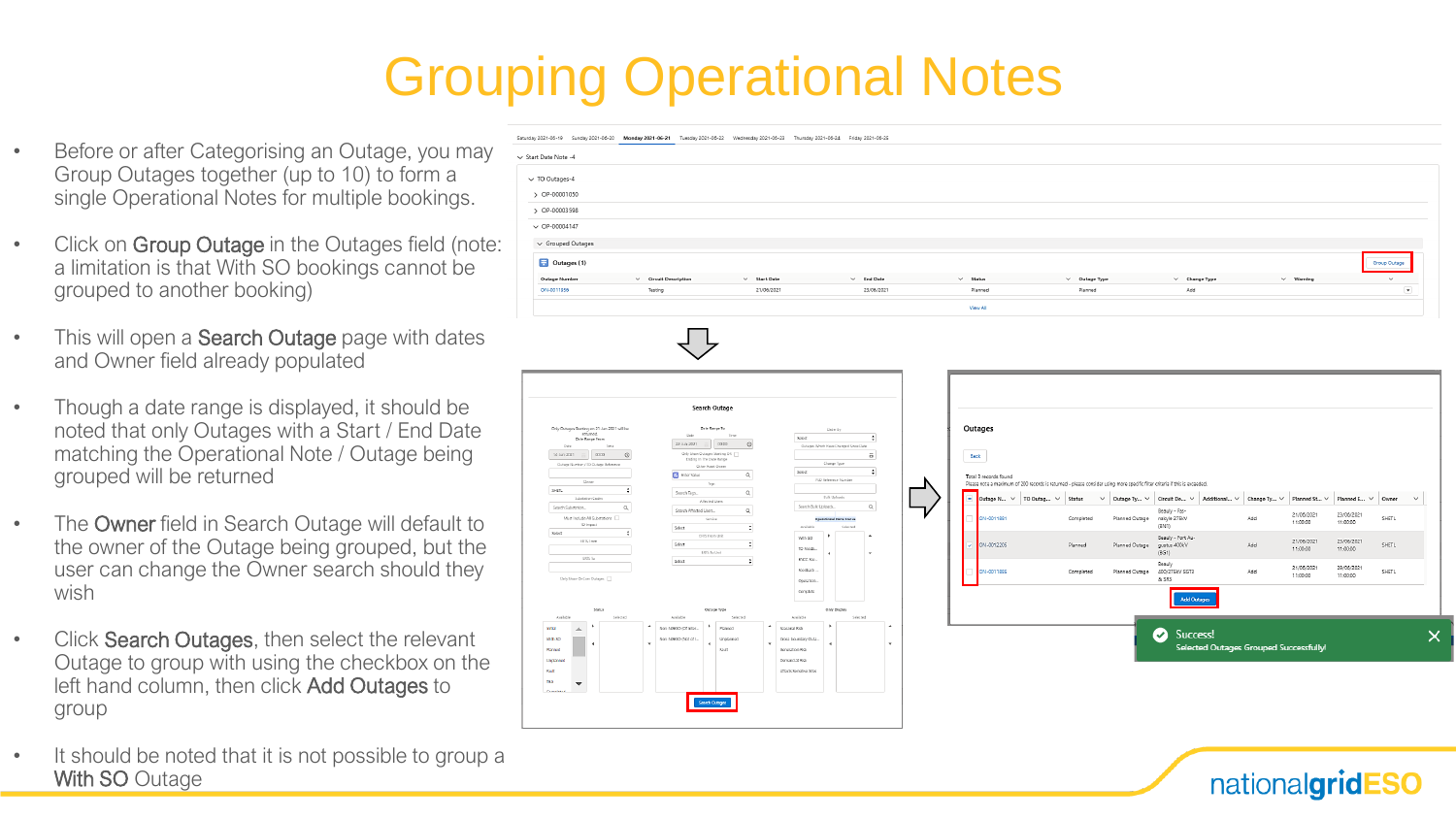# Grouping Operational Notes

- Before or after Categorising an Outage, you may Group Outages together (up to 10) to form a single Operational Notes for multiple bookings.
- Click on Group Outage in the Outages field (note: a limitation is that With SO bookings cannot be grouped to another booking)
- This will open a Search Outage page with dates and Owner field already populated
- Though a date range is displayed, it should be noted that only Outages with a Start / End Date matching the Operational Note / Outage being grouped will be returned
- The Owner field in Search Outage will default to the owner of the Outage being grouped, but the user can change the Owner search should they wish
- Click Search Outages, then select the relevant Outage to group with using the checkbox on the left hand column, then click Add Outages to group
- It should be noted that it is not possible to group a With SO Outage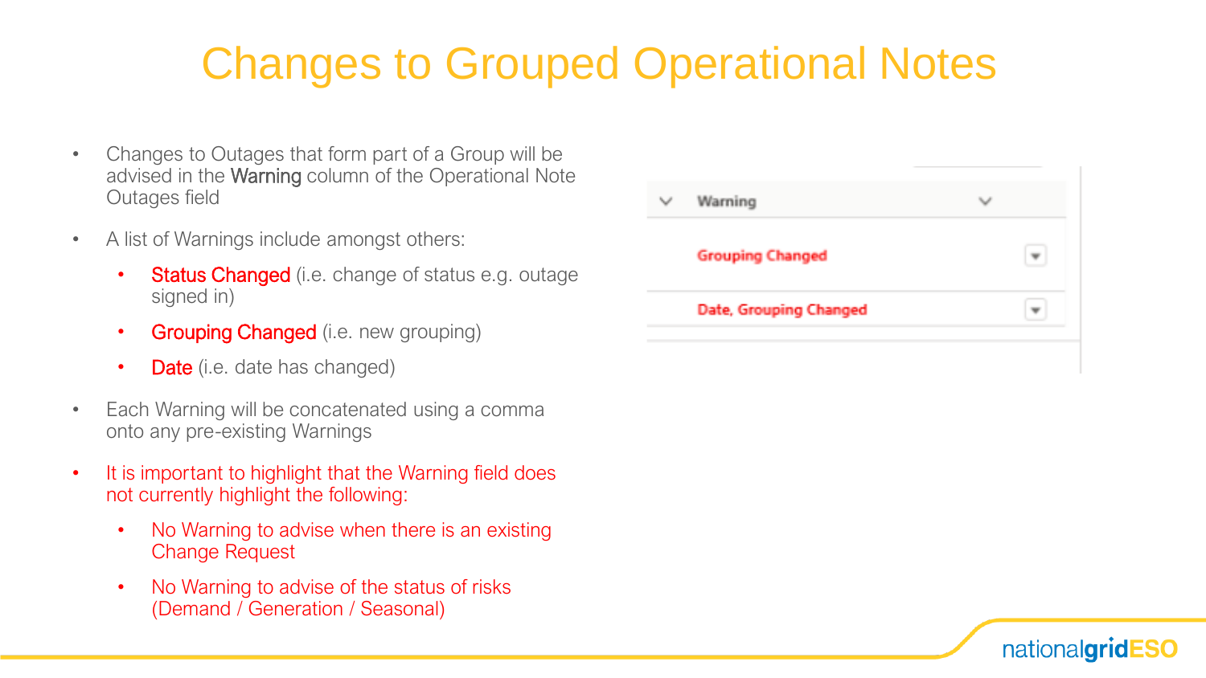# Changes to Grouped Operational Notes

- Changes to Outages that form part of a Group will be advised in the Warning column of the Operational Note Outages field
- A list of Warnings include amongst others:
  - Status Changed (i.e. change of status e.g. outage signed in)
  - Grouping Changed (i.e. new grouping)
  - Date (i.e. date has changed)
- Each Warning will be concatenated using a comma onto any pre-existing Warnings
- It is important to highlight that the Warning field does not currently highlight the following:
  - No Warning to advise when there is an existing Change Request
  - No Warning to advise of the status of risks (Demand / Generation / Seasonal)

| Warning |
| --- |
| Grouping Changed |
| Date, Grouping Changed |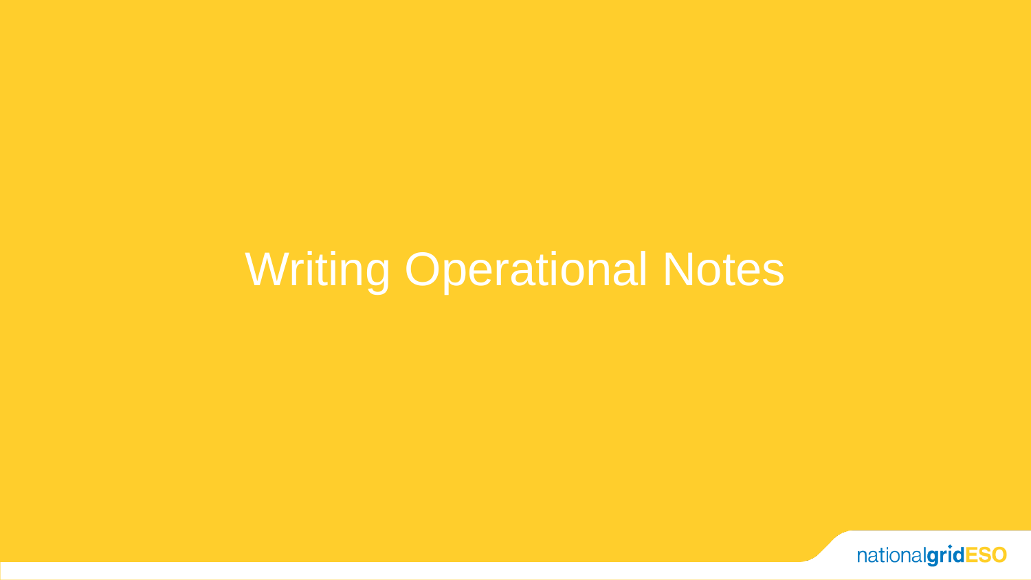# Writing Operational Notes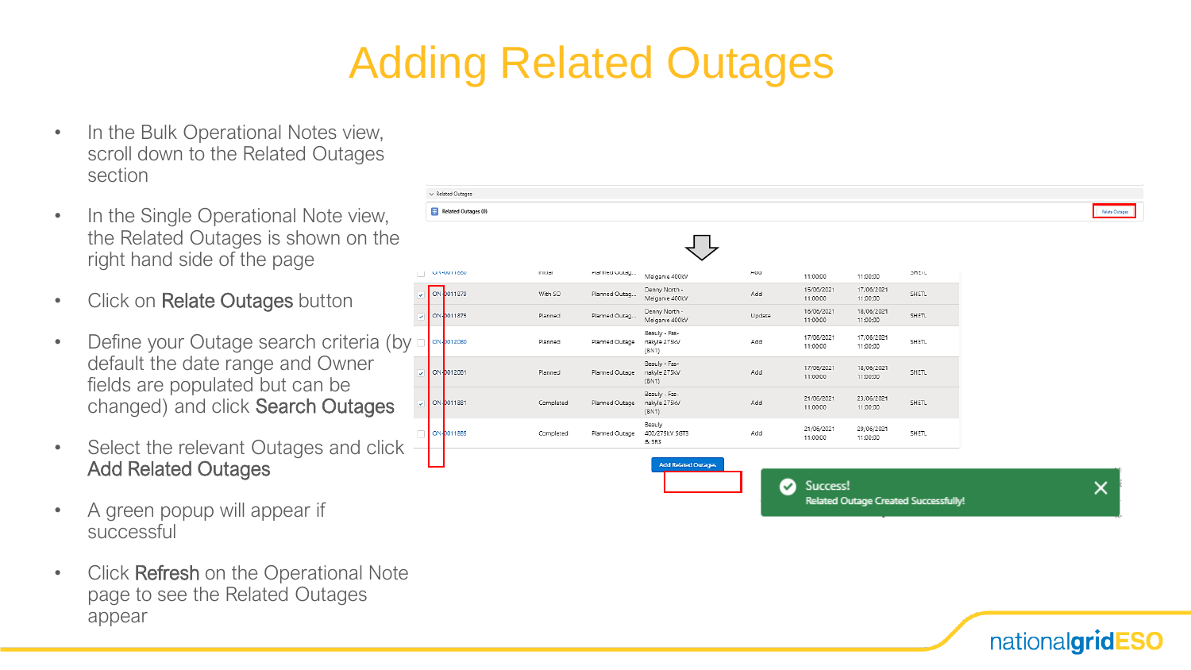# Adding Related Outages

- In the Bulk Operational Notes view, scroll down to the Related Outages section
- In the Single Operational Note view, the Related Outages is shown on the right hand side of the page
- Click on **Relate Outages** button
- Define your Outage search criteria (by default the date range and Owner fields are populated but can be changed) and click **Search Outages**
- Select the relevant Outages and click **Add Related Outages**
- A green popup will appear if successful
- Click **Refresh** on the Operational Note page to see the Related Outages appear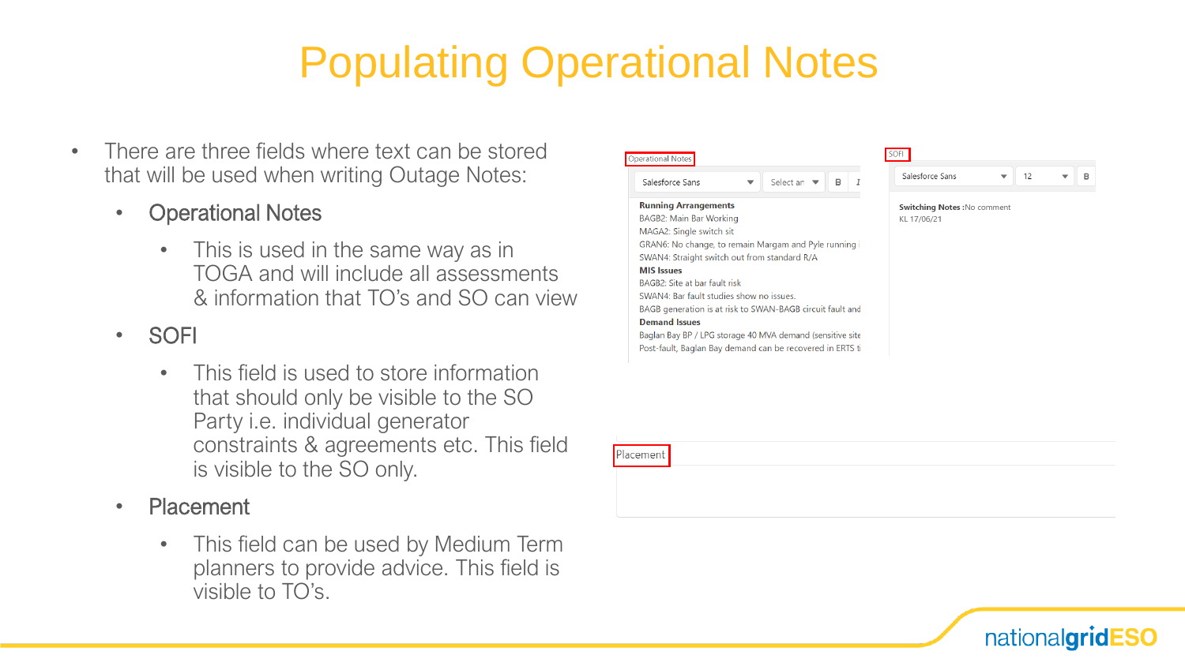# Populating Operational Notes

- There are three fields where text can be stored that will be used when writing Outage Notes:
  - Operational Notes
    - This is used in the same way as in TOGA and will include all assessments & information that TO's and SO can view
  - SOFI
    - This field is used to store information that should only be visible to the SO Party i.e. individual generator constraints & agreements etc. This field is visible to the SO only.
  - Placement
    - This field can be used by Medium Term planners to provide advice. This field is visible to TO's.

Operational Notes

Salesforce Sans | Select ar | B | I

**Running Arrangements**
BAGB2: Main Bar Working
MAGA2: Single switch sit
GRAN6: No change, to remain Margam and Pyle running
SWAN4: Straight switch out from standard R/A
**MIS Issues**
BAGB2: Site at bar fault risk
SWAN4: Bar fault studies show no issues.
BAGB generation is at risk to SWAN-BAGB circuit fault and
**Demand Issues**
Baglan Bay BP / LPG storage 40 MVA demand (sensitive site
Post-fault, Baglan Bay demand can be recovered in ERTS t

SOFI

Salesforce Sans | 12 | B

**Switching Notes :**No comment
KL 17/06/21

Placement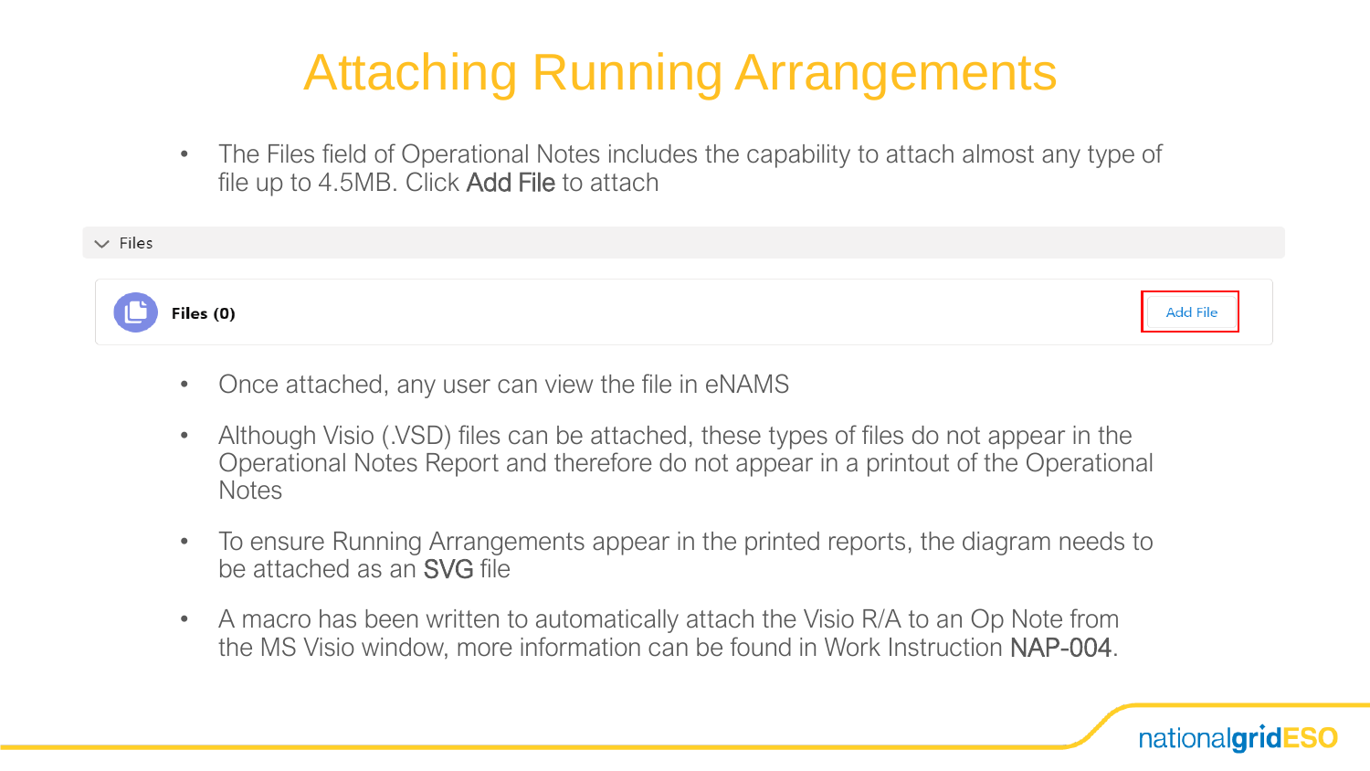# Attaching Running Arrangements

- The Files field of Operational Notes includes the capability to attach almost any type of file up to 4.5MB. Click **Add File** to attach

Files

**Files (0)** Add File

- Once attached, any user can view the file in eNAMS
- Although Visio (.VSD) files can be attached, these types of files do not appear in the Operational Notes Report and therefore do not appear in a printout of the Operational Notes
- To ensure Running Arrangements appear in the printed reports, the diagram needs to be attached as an **SVG** file
- A macro has been written to automatically attach the Visio R/A to an Op Note from the MS Visio window, more information can be found in Work Instruction **NAP-004**.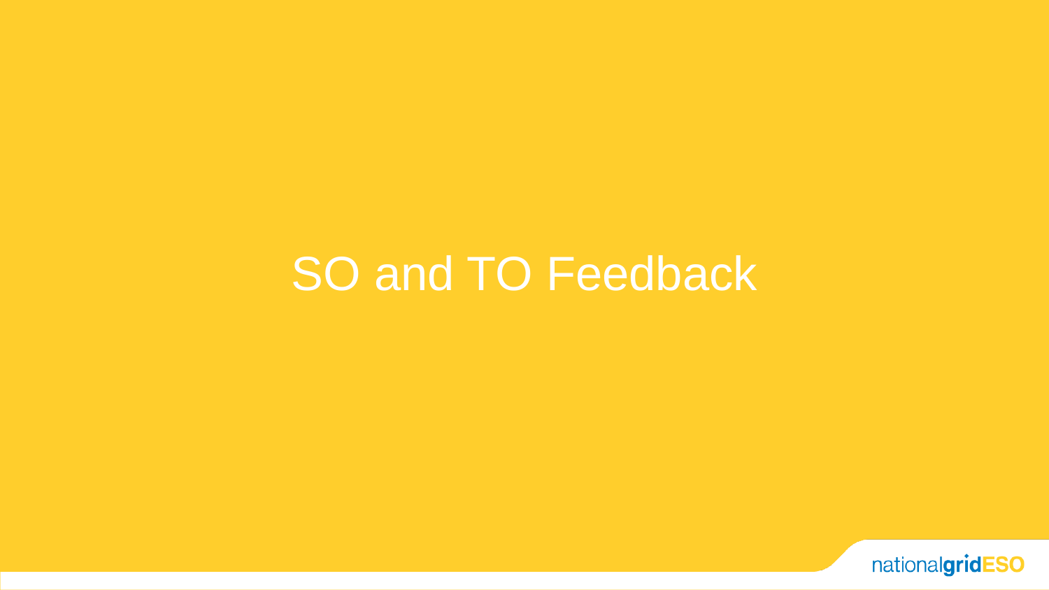# SO and TO Feedback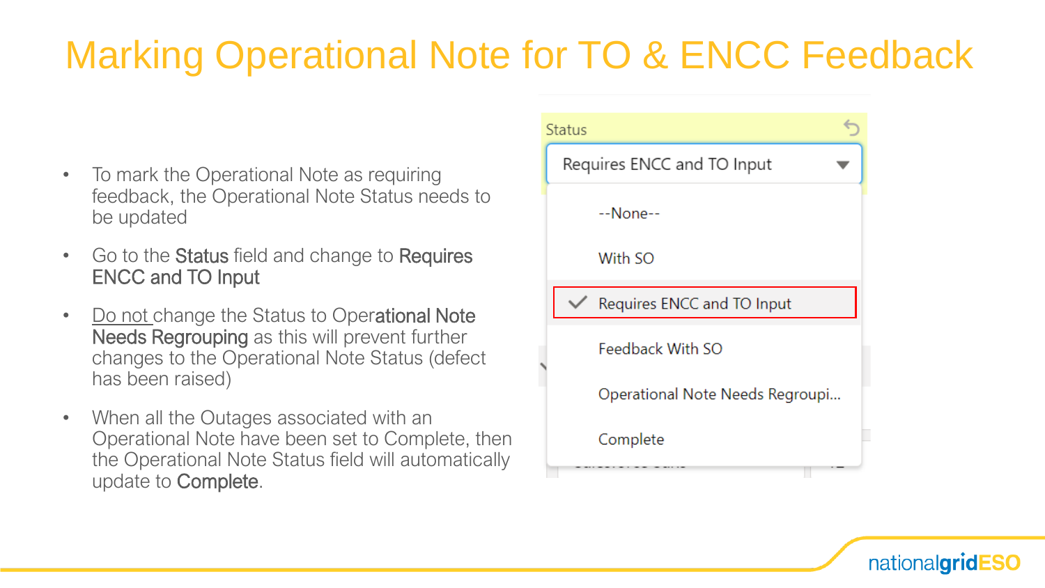# Marking Operational Note for TO & ENCC Feedback

- To mark the Operational Note as requiring feedback, the Operational Note Status needs to be updated
- Go to the **Status** field and change to **Requires ENCC and TO Input**
- Do not change the Status to **Operational Note Needs Regrouping** as this will prevent further changes to the Operational Note Status (defect has been raised)
- When all the Outages associated with an Operational Note have been set to Complete, then the Operational Note Status field will automatically update to **Complete**.

Status

Requires ENCC and TO Input

- --None--
- With SO
- ✓ Requires ENCC and TO Input
- Feedback With SO
- Operational Note Needs Regroupi...
- Complete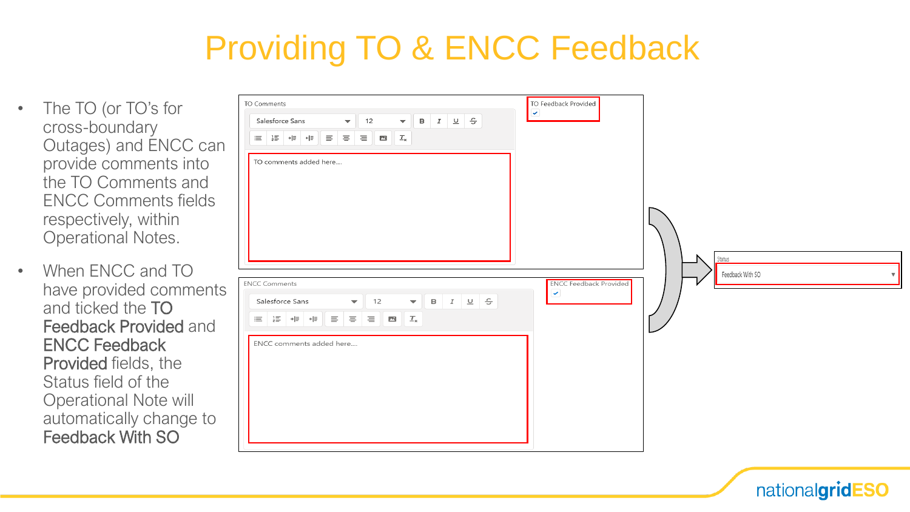# Providing TO & ENCC Feedback

- The TO (or TO's for cross-boundary Outages) and ENCC can provide comments into the TO Comments and ENCC Comments fields respectively, within Operational Notes.
- When ENCC and TO have provided comments and ticked the TO Feedback Provided and ENCC Feedback Provided fields, the Status field of the Operational Note will automatically change to Feedback With SO

TO Comments

TO comments added here....

TO Feedback Provided

ENCC Comments

ENCC comments added here....

ENCC Feedback Provided

Status

Feedback With SO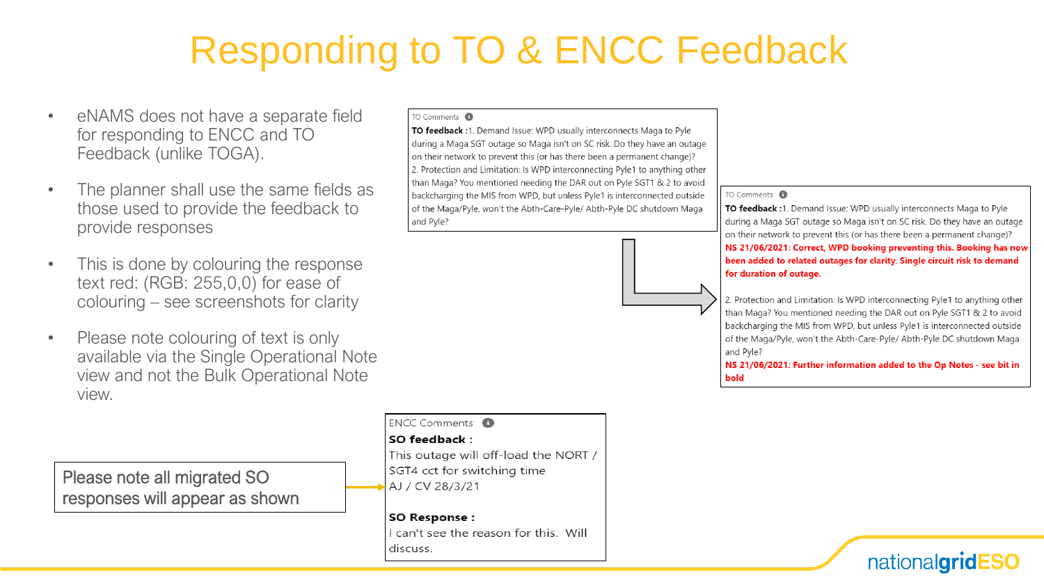# Responding to TO & ENCC Feedback

- eNAMS does not have a separate field for responding to ENCC and TO Feedback (unlike TOGA).
- The planner shall use the same fields as those used to provide the feedback to provide responses
- This is done by colouring the response text red: (RGB: 255,0,0) for ease of colouring – see screenshots for clarity
- Please note colouring of text is only available via the Single Operational Note view and not the Bulk Operational Note view.

TO Comments

**TO feedback :**1. Demand Issue: WPD usually interconnects Maga to Pyle during a Maga SGT outage so Maga isn't on SC risk. Do they have an outage on their network to prevent this (or has there been a permanent change)?
2. Protection and Limitation: Is WPD interconnecting Pyle1 to anything other than Maga? You mentioned needing the DAR out on Pyle SGT1 & 2 to avoid backcharging the MIS from WPD, but unless Pyle1 is interconnected outside of the Maga/Pyle, won't the Abth-Care-Pyle/ Abth-Pyle DC shutdown Maga and Pyle?

TO Comments

**TO feedback :**1. Demand Issue: WPD usually interconnects Maga to Pyle during a Maga SGT outage so Maga isn't on SC risk. Do they have an outage on their network to prevent this (or has there been a permanent change)?
**NS 21/06/2021: Correct, WPD booking preventing this. Booking has now been added to related outages for clarity. Single circuit risk to demand for duration of outage.**

2. Protection and Limitation: Is WPD interconnecting Pyle1 to anything other than Maga? You mentioned needing the DAR out on Pyle SGT1 & 2 to avoid backcharging the MIS from WPD, but unless Pyle1 is interconnected outside of the Maga/Pyle, won't the Abth-Care-Pyle/ Abth-Pyle DC shutdown Maga and Pyle?
**NS 21/06/2021: Further information added to the Op Notes - see bit in bold**

Please note all migrated SO responses will appear as shown

ENCC Comments

**SO feedback :**
This outage will off-load the NORT / SGT4 cct for switching time
AJ / CV 28/3/21

**SO Response :**
I can't see the reason for this. Will discuss.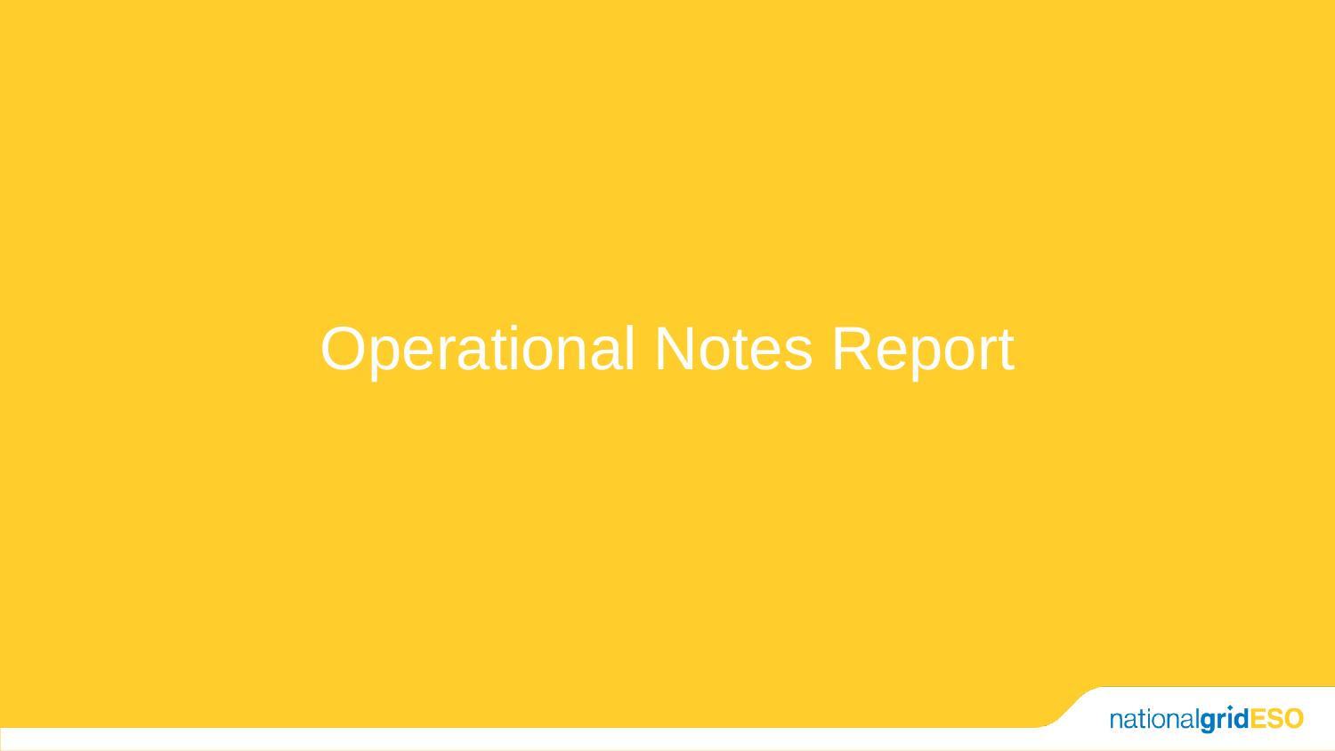# Operational Notes Report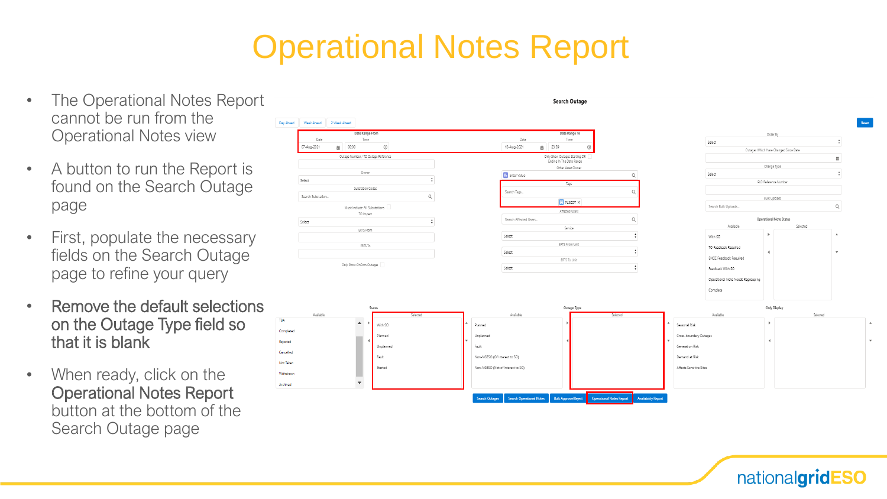# Operational Notes Report

- The Operational Notes Report cannot be run from the Operational Notes view
- A button to run the Report is found on the Search Outage page
- First, populate the necessary fields on the Search Outage page to refine your query
- Remove the default selections on the Outage Type field so that it is blank
- When ready, click on the Operational Notes Report button at the bottom of the Search Outage page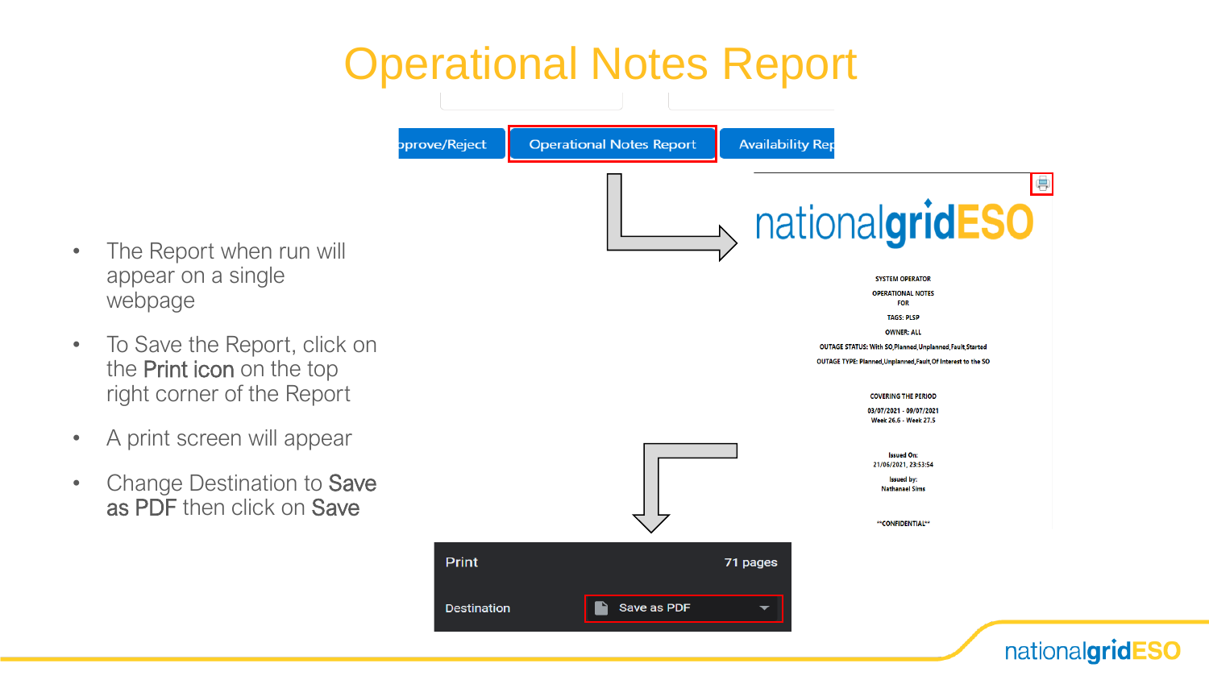# Operational Notes Report

- The Report when run will appear on a single webpage
- To Save the Report, click on the **Print icon** on the top right corner of the Report
- A print screen will appear
- Change Destination to **Save as PDF** then click on **Save**

pprove/Reject | Operational Notes Report | Availability Rep

nationalgridESO

SYSTEM OPERATOR

OPERATIONAL NOTES

FOR

TAGS: PLSP

OWNER: ALL

OUTAGE STATUS: With SO,Planned,Unplanned,Fault,Started

OUTAGE TYPE: Planned,Unplanned,Fault,Of Interest to the SO

COVERING THE PERIOD

03/07/2021 - 09/07/2021

Week 26.6 - Week 27.5

Issued On:

21/06/2021, 23:53:54

Issued by:

Nathanael Sims

**CONFIDENTIAL**

Print 71 pages

Destination Save as PDF